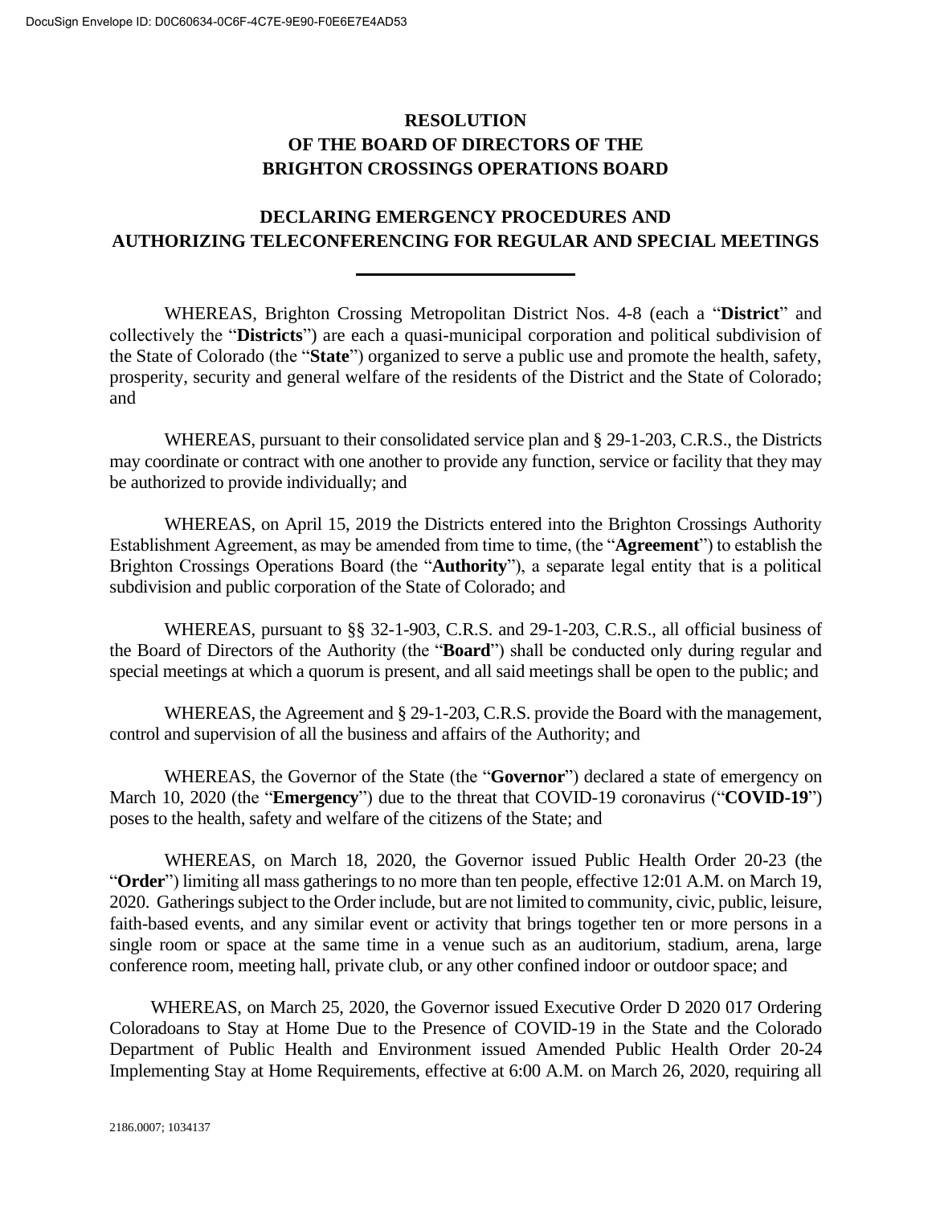# RESOLUTION
# OF THE BOARD OF DIRECTORS OF THE
# BRIGHTON CROSSINGS OPERATIONS BOARD

## DECLARING EMERGENCY PROCEDURES AND AUTHORIZING TELECONFERENCING FOR REGULAR AND SPECIAL MEETINGS

---

WHEREAS, Brighton Crossing Metropolitan District Nos. 4-8 (each a "**District**" and collectively the "**Districts**") are each a quasi-municipal corporation and political subdivision of the State of Colorado (the "**State**") organized to serve a public use and promote the health, safety, prosperity, security and general welfare of the residents of the District and the State of Colorado; and

WHEREAS, pursuant to their consolidated service plan and § 29-1-203, C.R.S., the Districts may coordinate or contract with one another to provide any function, service or facility that they may be authorized to provide individually; and

WHEREAS, on April 15, 2019 the Districts entered into the Brighton Crossings Authority Establishment Agreement, as may be amended from time to time, (the "**Agreement**") to establish the Brighton Crossings Operations Board (the "**Authority**"), a separate legal entity that is a political subdivision and public corporation of the State of Colorado; and

WHEREAS, pursuant to §§ 32-1-903, C.R.S. and 29-1-203, C.R.S., all official business of the Board of Directors of the Authority (the "**Board**") shall be conducted only during regular and special meetings at which a quorum is present, and all said meetings shall be open to the public; and

WHEREAS, the Agreement and § 29-1-203, C.R.S. provide the Board with the management, control and supervision of all the business and affairs of the Authority; and

WHEREAS, the Governor of the State (the "**Governor**") declared a state of emergency on March 10, 2020 (the "**Emergency**") due to the threat that COVID-19 coronavirus ("**COVID-19**") poses to the health, safety and welfare of the citizens of the State; and

WHEREAS, on March 18, 2020, the Governor issued Public Health Order 20-23 (the "**Order**") limiting all mass gatherings to no more than ten people, effective 12:01 A.M. on March 19, 2020. Gatherings subject to the Order include, but are not limited to community, civic, public, leisure, faith-based events, and any similar event or activity that brings together ten or more persons in a single room or space at the same time in a venue such as an auditorium, stadium, arena, large conference room, meeting hall, private club, or any other confined indoor or outdoor space; and

WHEREAS, on March 25, 2020, the Governor issued Executive Order D 2020 017 Ordering Coloradoans to Stay at Home Due to the Presence of COVID-19 in the State and the Colorado Department of Public Health and Environment issued Amended Public Health Order 20-24 Implementing Stay at Home Requirements, effective at 6:00 A.M. on March 26, 2020, requiring all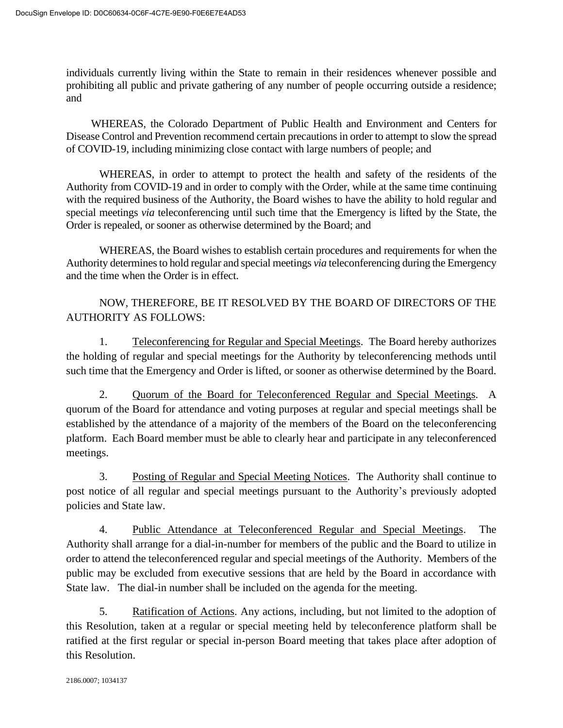individuals currently living within the State to remain in their residences whenever possible and prohibiting all public and private gathering of any number of people occurring outside a residence; and

WHEREAS, the Colorado Department of Public Health and Environment and Centers for Disease Control and Prevention recommend certain precautions in order to attempt to slow the spread of COVID-19, including minimizing close contact with large numbers of people; and

WHEREAS, in order to attempt to protect the health and safety of the residents of the Authority from COVID-19 and in order to comply with the Order, while at the same time continuing with the required business of the Authority, the Board wishes to have the ability to hold regular and special meetings *via* teleconferencing until such time that the Emergency is lifted by the State, the Order is repealed, or sooner as otherwise determined by the Board; and

WHEREAS, the Board wishes to establish certain procedures and requirements for when the Authority determines to hold regular and special meetings *via* teleconferencing during the Emergency and the time when the Order is in effect.

NOW, THEREFORE, BE IT RESOLVED BY THE BOARD OF DIRECTORS OF THE AUTHORITY AS FOLLOWS:

1. Teleconferencing for Regular and Special Meetings. The Board hereby authorizes the holding of regular and special meetings for the Authority by teleconferencing methods until such time that the Emergency and Order is lifted, or sooner as otherwise determined by the Board.

2. Quorum of the Board for Teleconferenced Regular and Special Meetings. A quorum of the Board for attendance and voting purposes at regular and special meetings shall be established by the attendance of a majority of the members of the Board on the teleconferencing platform. Each Board member must be able to clearly hear and participate in any teleconferenced meetings.

3. Posting of Regular and Special Meeting Notices. The Authority shall continue to post notice of all regular and special meetings pursuant to the Authority's previously adopted policies and State law.

4. Public Attendance at Teleconferenced Regular and Special Meetings. The Authority shall arrange for a dial-in-number for members of the public and the Board to utilize in order to attend the teleconferenced regular and special meetings of the Authority. Members of the public may be excluded from executive sessions that are held by the Board in accordance with State law. The dial-in number shall be included on the agenda for the meeting.

5. Ratification of Actions. Any actions, including, but not limited to the adoption of this Resolution, taken at a regular or special meeting held by teleconference platform shall be ratified at the first regular or special in-person Board meeting that takes place after adoption of this Resolution.

2186.0007; 1034137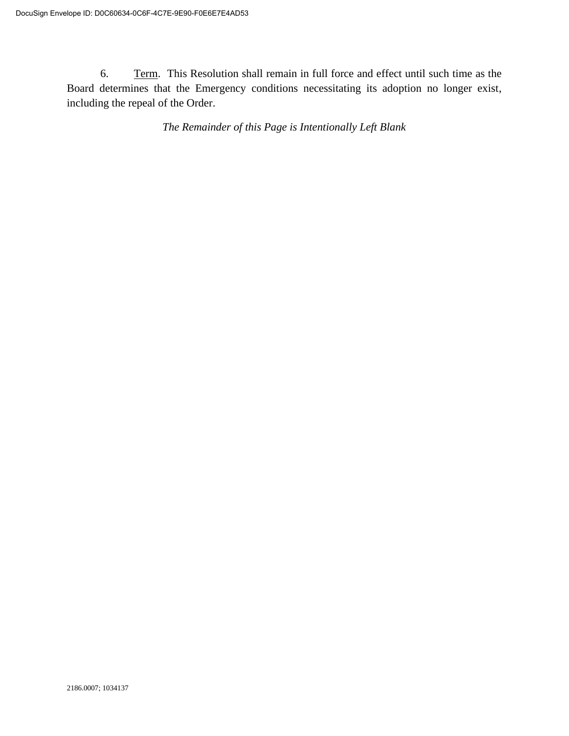6. Term. This Resolution shall remain in full force and effect until such time as the Board determines that the Emergency conditions necessitating its adoption no longer exist, including the repeal of the Order.

*The Remainder of this Page is Intentionally Left Blank*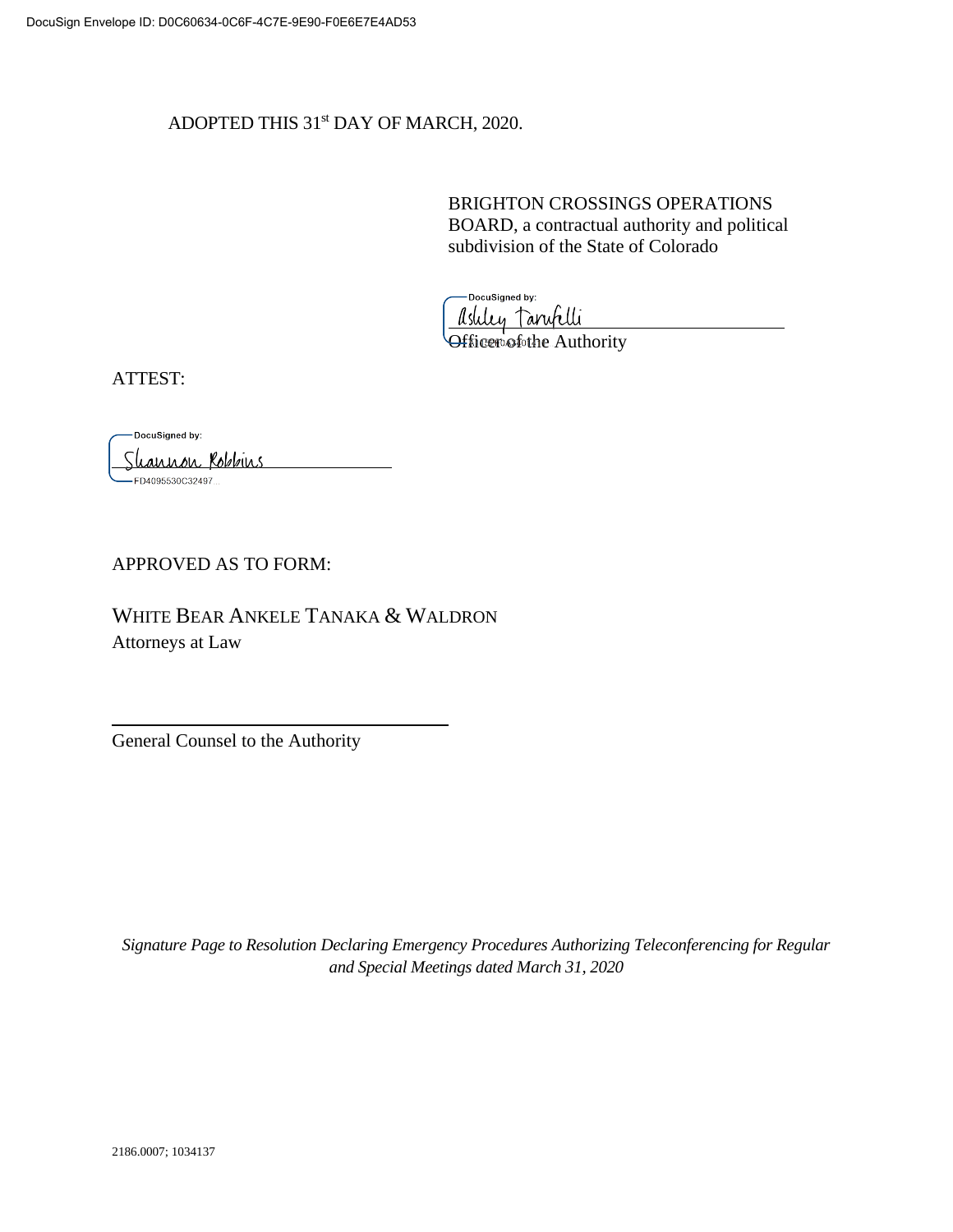ADOPTED THIS 31[st] DAY OF MARCH, 2020.

BRIGHTON CROSSINGS OPERATIONS BOARD, a contractual authority and political subdivision of the State of Colorado

DocuSigned by:
Ashley Tarufelli
Officer of the Authority

ATTEST:

DocuSigned by:
Shannon Robbins
FD4095530C32497...

APPROVED AS TO FORM:

WHITE BEAR ANKELE TANAKA & WALDRON
Attorneys at Law

_______________________________
General Counsel to the Authority

*Signature Page to Resolution Declaring Emergency Procedures Authorizing Teleconferencing for Regular and Special Meetings dated March 31, 2020*

2186.0007; 1034137